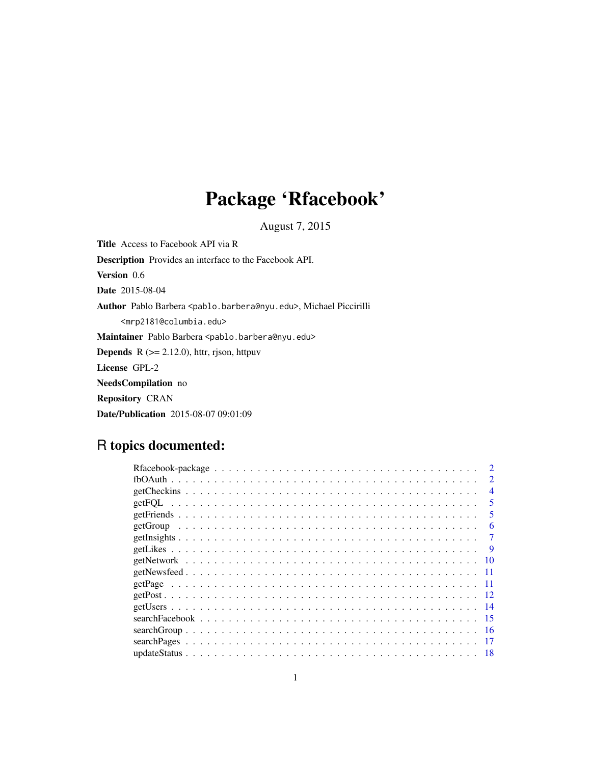# Package 'Rfacebook'

August 7, 2015

**Title** Access to Facebook API via R

**Description** Provides an interface to the Facebook API.

**Version** 0.6

**Date** 2015-08-04

**Author** Pablo Barbera <pablo.barbera@nyu.edu>, Michael Piccirilli <mrp2181@columbia.edu>

**Maintainer** Pablo Barbera <pablo.barbera@nyu.edu>

**Depends** R (>= 2.12.0), httr, rjson, httpuv

**License** GPL-2

**NeedsCompilation** no

**Repository** CRAN

**Date/Publication** 2015-08-07 09:01:09

## R topics documented:

- Rfacebook-package . . . . . . . . . . . . . . . . . . . . . . . . . . . . . . . . . . . . 2
- fbOAuth . . . . . . . . . . . . . . . . . . . . . . . . . . . . . . . . . . . . . . . . . . . 2
- getCheckins . . . . . . . . . . . . . . . . . . . . . . . . . . . . . . . . . . . . . . . . . 4
- getFQL . . . . . . . . . . . . . . . . . . . . . . . . . . . . . . . . . . . . . . . . . . . 5
- getFriends . . . . . . . . . . . . . . . . . . . . . . . . . . . . . . . . . . . . . . . . . 5
- getGroup . . . . . . . . . . . . . . . . . . . . . . . . . . . . . . . . . . . . . . . . . . 6
- getInsights . . . . . . . . . . . . . . . . . . . . . . . . . . . . . . . . . . . . . . . . . 7
- getLikes . . . . . . . . . . . . . . . . . . . . . . . . . . . . . . . . . . . . . . . . . . 9
- getNetwork . . . . . . . . . . . . . . . . . . . . . . . . . . . . . . . . . . . . . . . . . 10
- getNewsfeed . . . . . . . . . . . . . . . . . . . . . . . . . . . . . . . . . . . . . . . . 11
- getPage . . . . . . . . . . . . . . . . . . . . . . . . . . . . . . . . . . . . . . . . . . . 11
- getPost . . . . . . . . . . . . . . . . . . . . . . . . . . . . . . . . . . . . . . . . . . . 12
- getUsers . . . . . . . . . . . . . . . . . . . . . . . . . . . . . . . . . . . . . . . . . . 14
- searchFacebook . . . . . . . . . . . . . . . . . . . . . . . . . . . . . . . . . . . . . . 15
- searchGroup . . . . . . . . . . . . . . . . . . . . . . . . . . . . . . . . . . . . . . . . 16
- searchPages . . . . . . . . . . . . . . . . . . . . . . . . . . . . . . . . . . . . . . . . 17
- updateStatus . . . . . . . . . . . . . . . . . . . . . . . . . . . . . . . . . . . . . . . . 18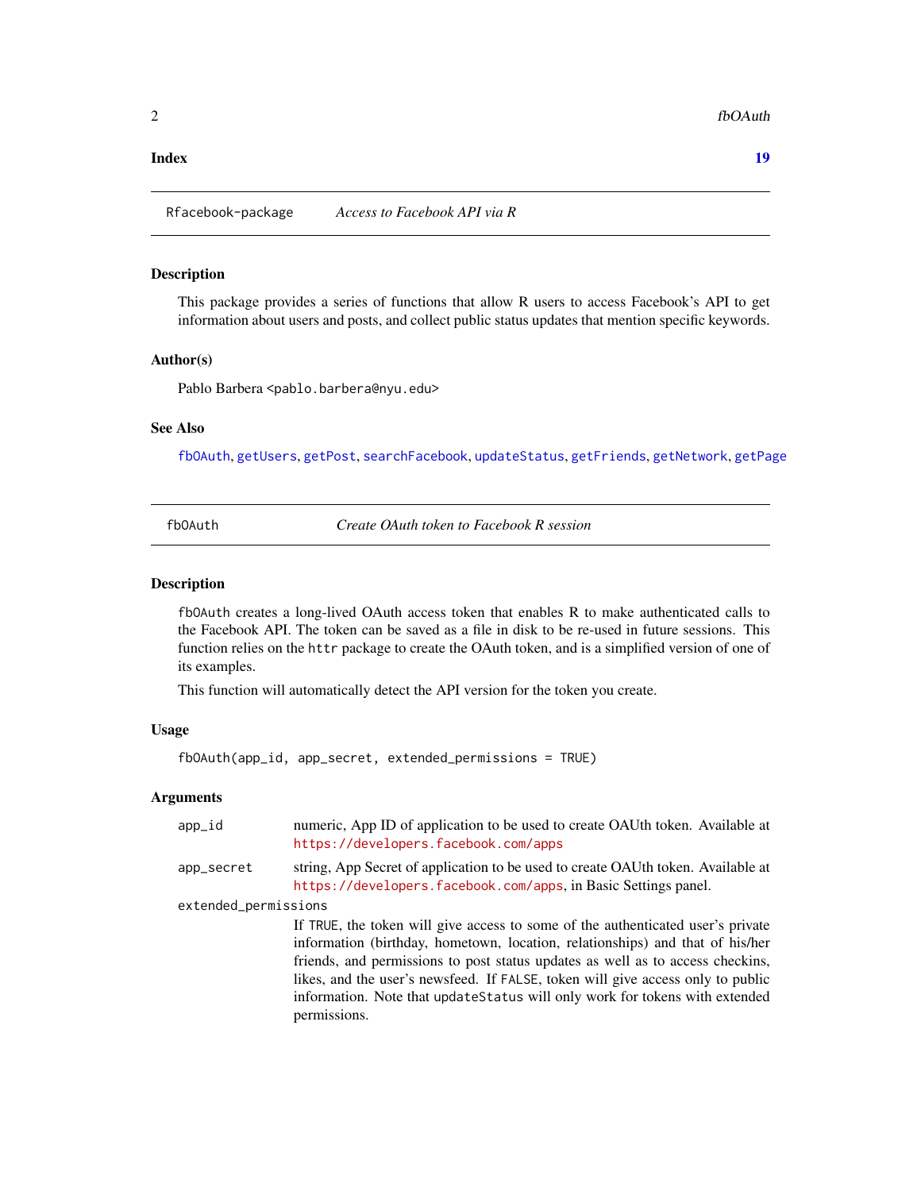**Index** 19

---

Rfacebook-package    *Access to Facebook API via R*

---

### Description

This package provides a series of functions that allow R users to access Facebook's API to get information about users and posts, and collect public status updates that mention specific keywords.

### Author(s)

Pablo Barbera <pablo.barbera@nyu.edu>

### See Also

`fbOAuth`, `getUsers`, `getPost`, `searchFacebook`, `updateStatus`, `getFriends`, `getNetwork`, `getPage`

---

fbOAuth    *Create OAuth token to Facebook R session*

---

### Description

`fbOAuth` creates a long-lived OAuth access token that enables R to make authenticated calls to the Facebook API. The token can be saved as a file in disk to be re-used in future sessions. This function relies on the `httr` package to create the OAuth token, and is a simplified version of one of its examples.

This function will automatically detect the API version for the token you create.

### Usage

```
fbOAuth(app_id, app_secret, extended_permissions = TRUE)
```

### Arguments

`app_id` numeric, App ID of application to be used to create OAUth token. Available at https://developers.facebook.com/apps

`app_secret` string, App Secret of application to be used to create OAUth token. Available at https://developers.facebook.com/apps, in Basic Settings panel.

`extended_permissions` If `TRUE`, the token will give access to some of the authenticated user's private information (birthday, hometown, location, relationships) and that of his/her friends, and permissions to post status updates as well as to access checkins, likes, and the user's newsfeed. If `FALSE`, token will give access only to public information. Note that `updateStatus` will only work for tokens with extended permissions.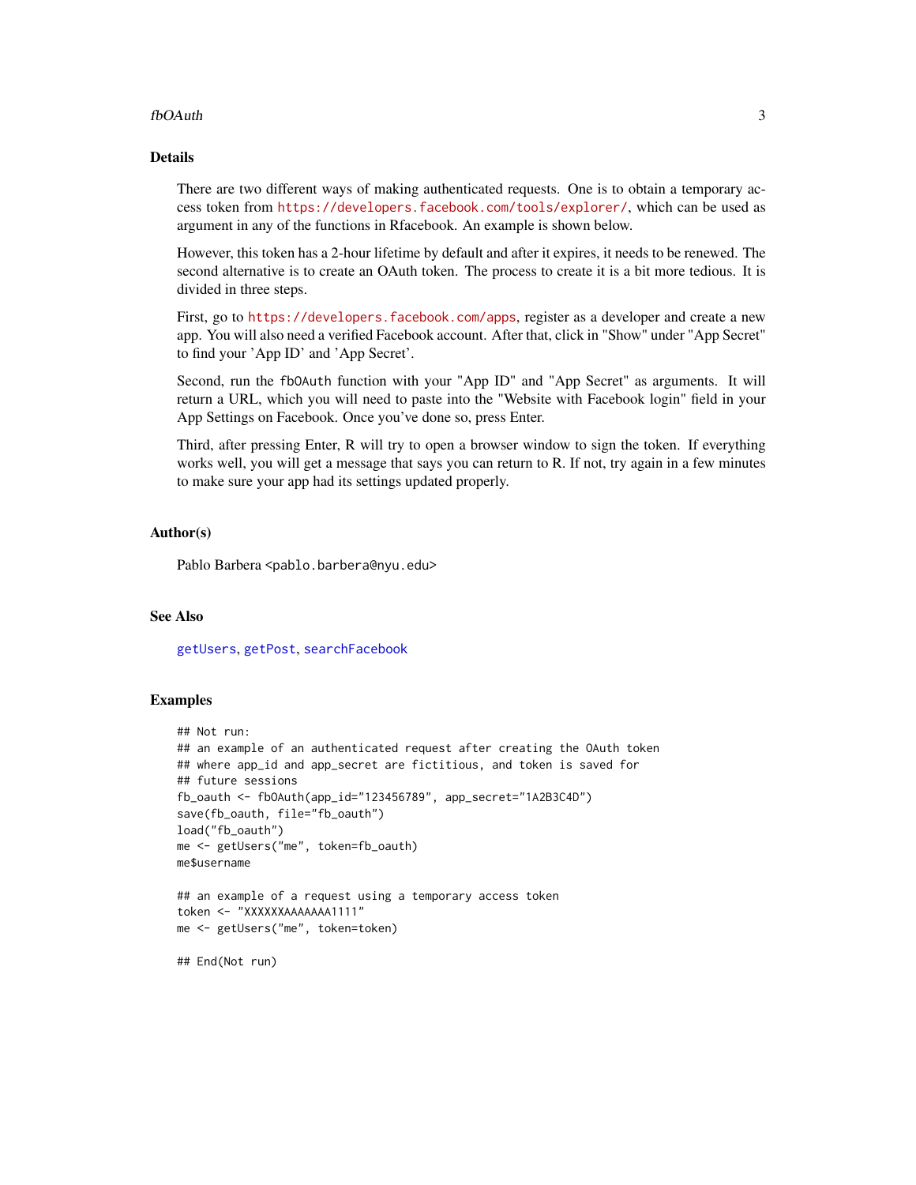## Details

There are two different ways of making authenticated requests. One is to obtain a temporary access token from https://developers.facebook.com/tools/explorer/, which can be used as argument in any of the functions in Rfacebook. An example is shown below.

However, this token has a 2-hour lifetime by default and after it expires, it needs to be renewed. The second alternative is to create an OAuth token. The process to create it is a bit more tedious. It is divided in three steps.

First, go to https://developers.facebook.com/apps, register as a developer and create a new app. You will also need a verified Facebook account. After that, click in "Show" under "App Secret" to find your 'App ID' and 'App Secret'.

Second, run the `fbOAuth` function with your "App ID" and "App Secret" as arguments. It will return a URL, which you will need to paste into the "Website with Facebook login" field in your App Settings on Facebook. Once you've done so, press Enter.

Third, after pressing Enter, R will try to open a browser window to sign the token. If everything works well, you will get a message that says you can return to R. If not, try again in a few minutes to make sure your app had its settings updated properly.

## Author(s)

Pablo Barbera <pablo.barbera@nyu.edu>

## See Also

getUsers, getPost, searchFacebook

## Examples

```
## Not run:
## an example of an authenticated request after creating the OAuth token
## where app_id and app_secret are fictitious, and token is saved for
## future sessions
fb_oauth <- fbOAuth(app_id="123456789", app_secret="1A2B3C4D")
save(fb_oauth, file="fb_oauth")
load("fb_oauth")
me <- getUsers("me", token=fb_oauth)
me$username

## an example of a request using a temporary access token
token <- "XXXXXXAAAAAAA1111"
me <- getUsers("me", token=token)

## End(Not run)
```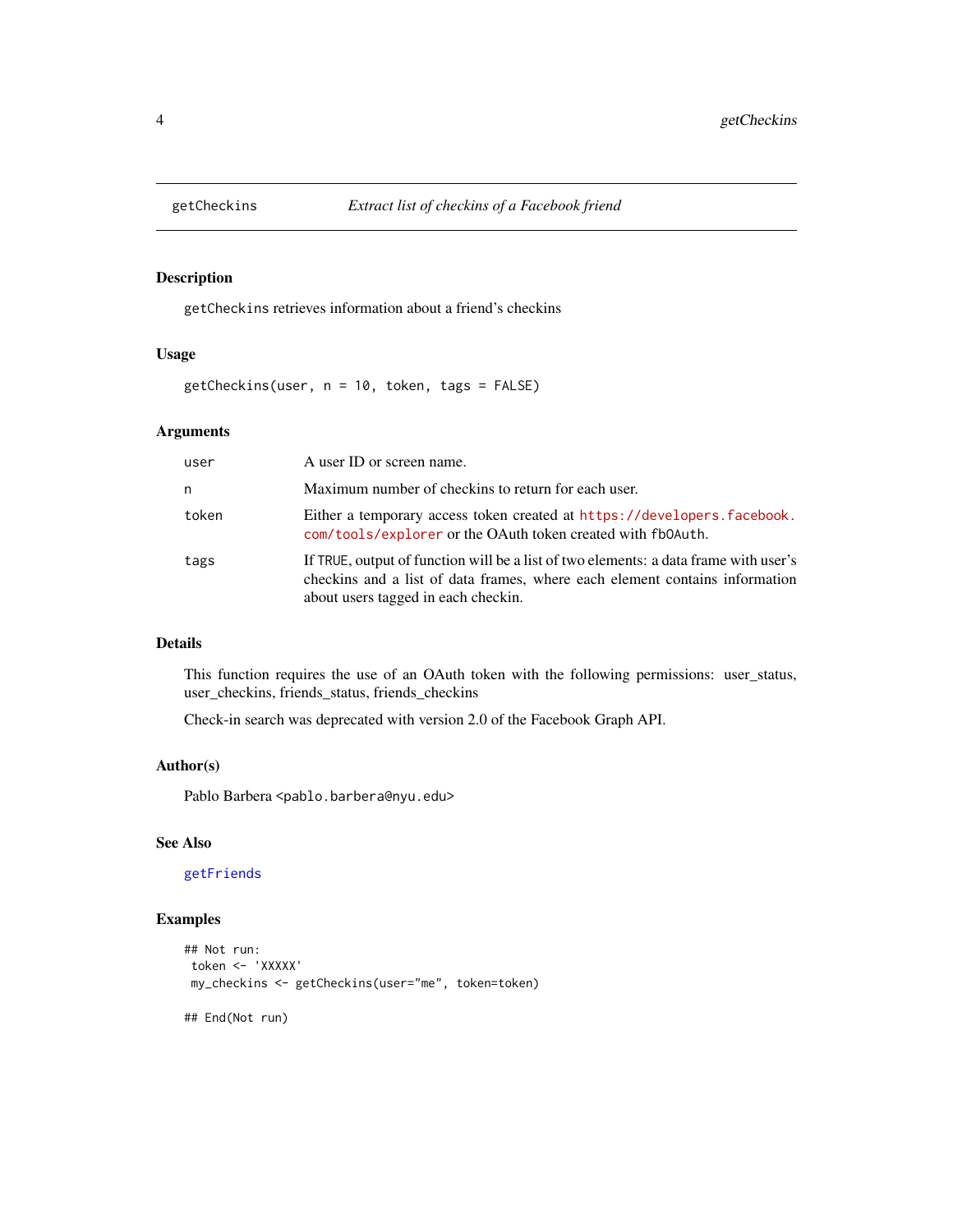## getCheckins *Extract list of checkins of a Facebook friend*

### Description

`getCheckins` retrieves information about a friend's checkins

### Usage

```
getCheckins(user, n = 10, token, tags = FALSE)
```

### Arguments

| | |
|---|---|
| user | A user ID or screen name. |
| n | Maximum number of checkins to return for each user. |
| token | Either a temporary access token created at https://developers.facebook.com/tools/explorer or the OAuth token created with `fbOAuth`. |
| tags | If `TRUE`, output of function will be a list of two elements: a data frame with user's checkins and a list of data frames, where each element contains information about users tagged in each checkin. |

### Details

This function requires the use of an OAuth token with the following permissions: user_status, user_checkins, friends_status, friends_checkins

Check-in search was deprecated with version 2.0 of the Facebook Graph API.

### Author(s)

Pablo Barbera <pablo.barbera@nyu.edu>

### See Also

`getFriends`

### Examples

```
## Not run:
 token <- 'XXXXX'
 my_checkins <- getCheckins(user="me", token=token)

## End(Not run)
```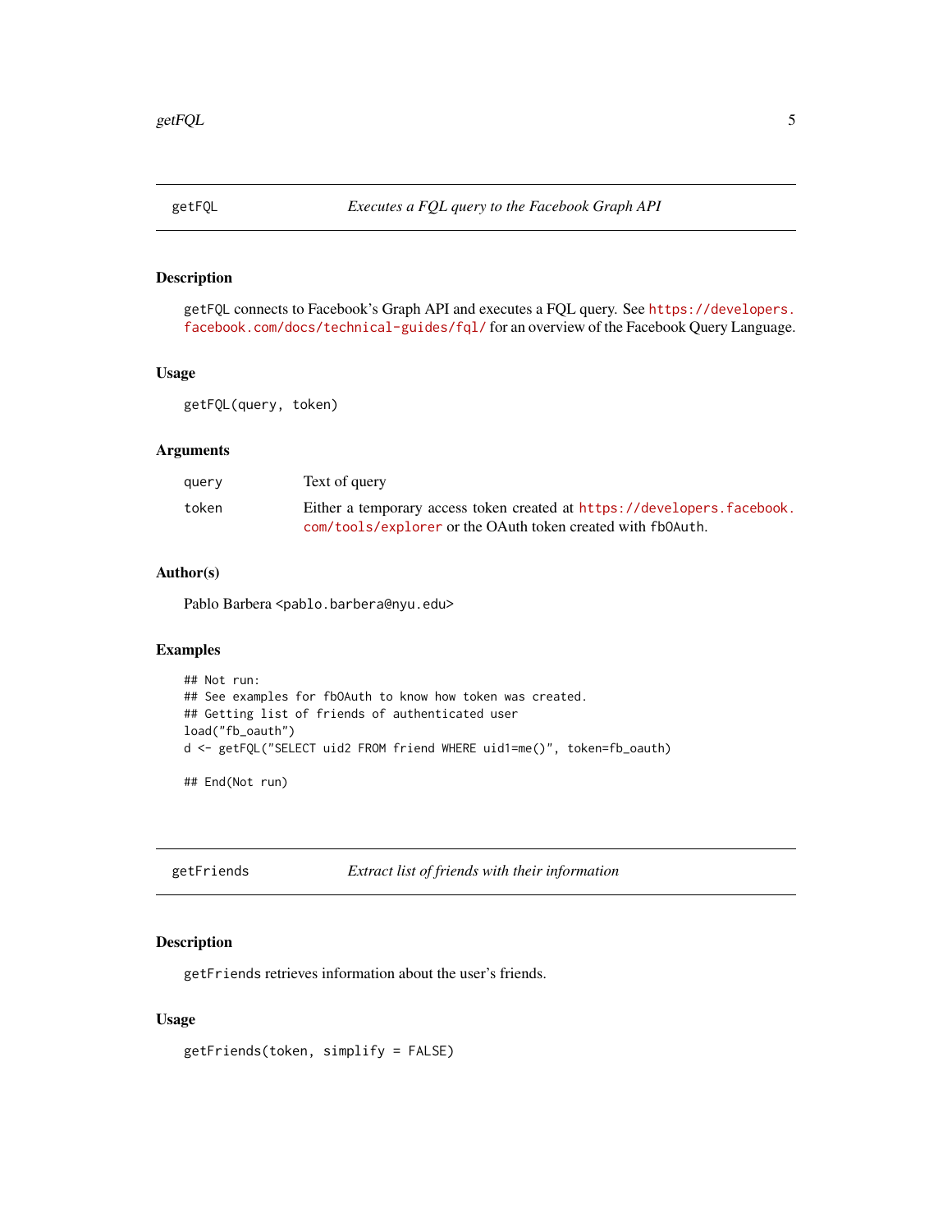## getFQL — *Executes a FQL query to the Facebook Graph API*

### Description

`getFQL` connects to Facebook's Graph API and executes a FQL query. See https://developers.facebook.com/docs/technical-guides/fql/ for an overview of the Facebook Query Language.

### Usage

```
getFQL(query, token)
```

### Arguments

| | |
|---|---|
| `query` | Text of query |
| `token` | Either a temporary access token created at https://developers.facebook.com/tools/explorer or the OAuth token created with `fbOAuth`. |

### Author(s)

Pablo Barbera <`pablo.barbera@nyu.edu`>

### Examples

```
## Not run:
## See examples for fbOAuth to know how token was created.
## Getting list of friends of authenticated user
load("fb_oauth")
d <- getFQL("SELECT uid2 FROM friend WHERE uid1=me()", token=fb_oauth)

## End(Not run)
```

## getFriends — *Extract list of friends with their information*

### Description

`getFriends` retrieves information about the user's friends.

### Usage

```
getFriends(token, simplify = FALSE)
```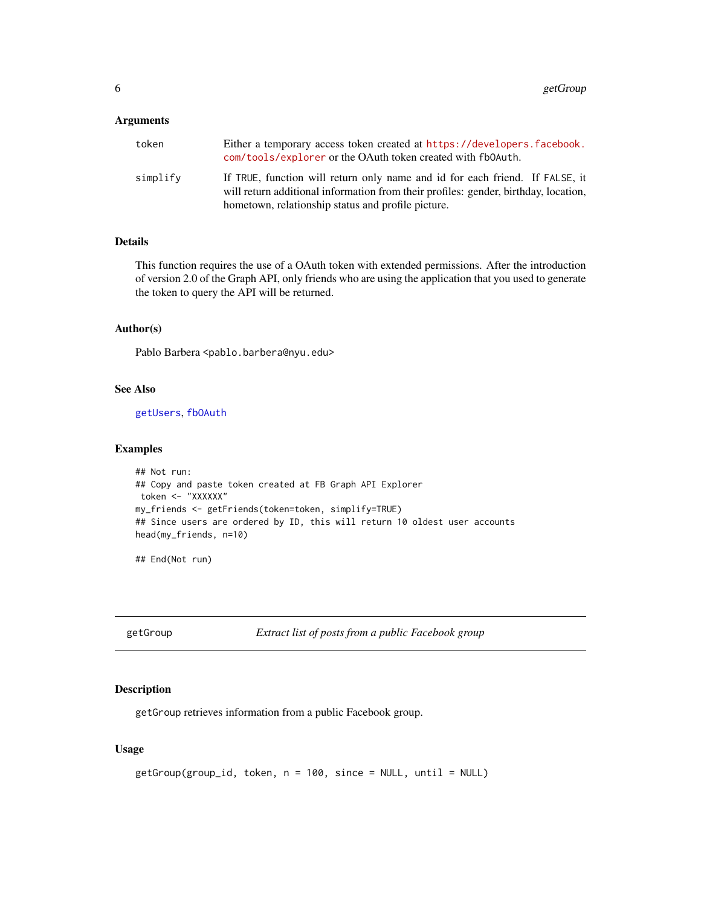### Arguments

| | |
|---|---|
| token | Either a temporary access token created at https://developers.facebook.com/tools/explorer or the OAuth token created with fbOAuth. |
| simplify | If TRUE, function will return only name and id for each friend. If FALSE, it will return additional information from their profiles: gender, birthday, location, hometown, relationship status and profile picture. |

### Details

This function requires the use of a OAuth token with extended permissions. After the introduction of version 2.0 of the Graph API, only friends who are using the application that you used to generate the token to query the API will be returned.

### Author(s)

Pablo Barbera <pablo.barbera@nyu.edu>

### See Also

getUsers, fbOAuth

### Examples

```
## Not run:
## Copy and paste token created at FB Graph API Explorer
 token <- "XXXXXX"
my_friends <- getFriends(token=token, simplify=TRUE)
## Since users are ordered by ID, this will return 10 oldest user accounts
head(my_friends, n=10)

## End(Not run)
```

---

## getGroup — *Extract list of posts from a public Facebook group*

---

### Description

getGroup retrieves information from a public Facebook group.

### Usage

```
getGroup(group_id, token, n = 100, since = NULL, until = NULL)
```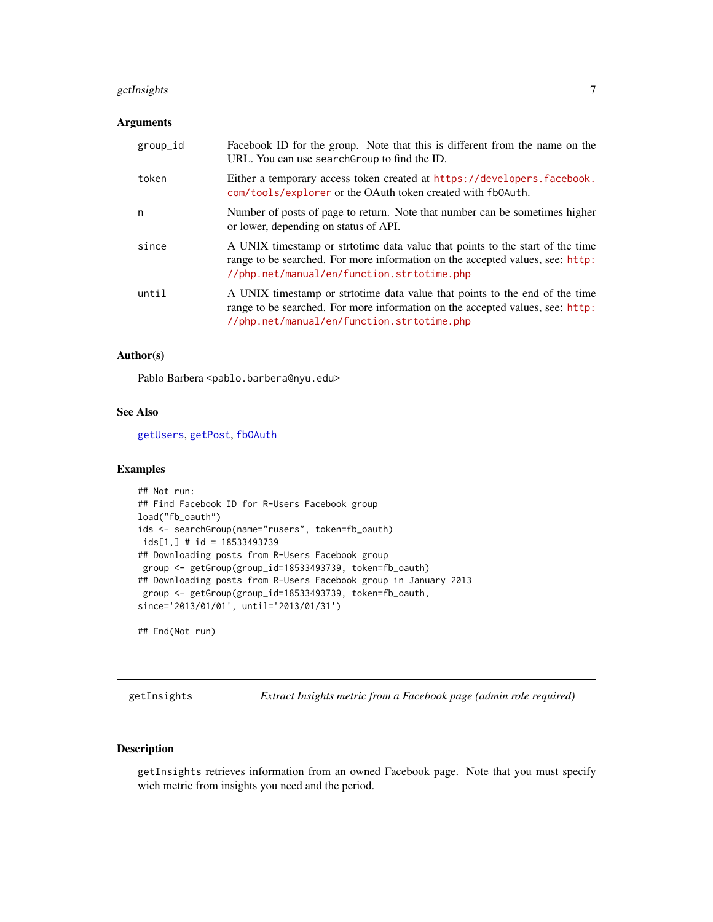### Arguments

| | |
|---|---|
| group_id | Facebook ID for the group. Note that this is different from the name on the URL. You can use searchGroup to find the ID. |
| token | Either a temporary access token created at https://developers.facebook.com/tools/explorer or the OAuth token created with fbOAuth. |
| n | Number of posts of page to return. Note that number can be sometimes higher or lower, depending on status of API. |
| since | A UNIX timestamp or strtotime data value that points to the start of the time range to be searched. For more information on the accepted values, see: http://php.net/manual/en/function.strtotime.php |
| until | A UNIX timestamp or strtotime data value that points to the end of the time range to be searched. For more information on the accepted values, see: http://php.net/manual/en/function.strtotime.php |

### Author(s)

Pablo Barbera <pablo.barbera@nyu.edu>

### See Also

getUsers, getPost, fbOAuth

### Examples

```
## Not run:
## Find Facebook ID for R-Users Facebook group
load("fb_oauth")
ids <- searchGroup(name="rusers", token=fb_oauth)
 ids[1,] # id = 18533493739
## Downloading posts from R-Users Facebook group
 group <- getGroup(group_id=18533493739, token=fb_oauth)
## Downloading posts from R-Users Facebook group in January 2013
 group <- getGroup(group_id=18533493739, token=fb_oauth,
since='2013/01/01', until='2013/01/31')

## End(Not run)
```

---

## getInsights — *Extract Insights metric from a Facebook page (admin role required)*

---

### Description

getInsights retrieves information from an owned Facebook page. Note that you must specify wich metric from insights you need and the period.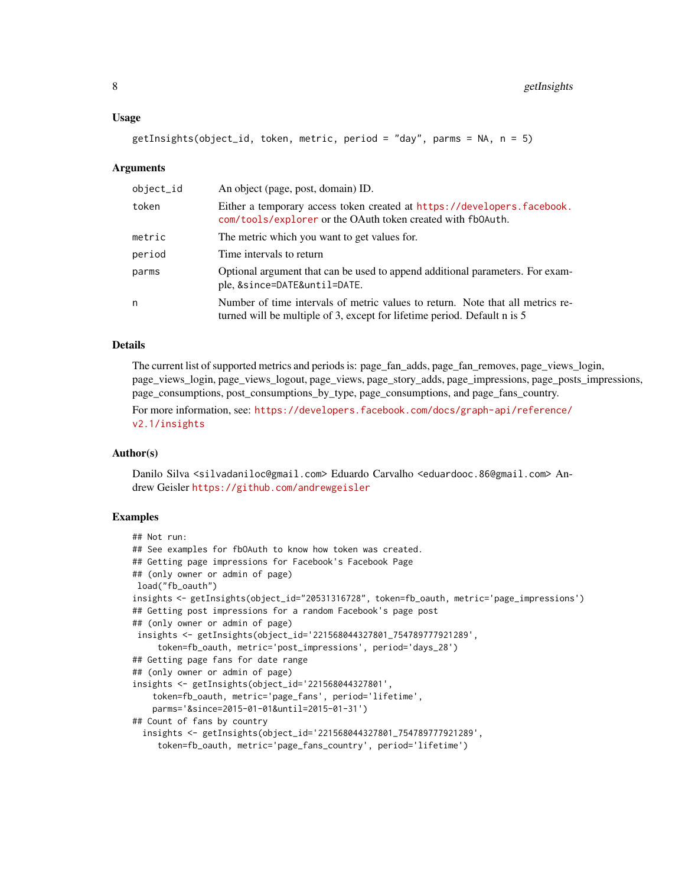### Usage

```
getInsights(object_id, token, metric, period = "day", parms = NA, n = 5)
```

### Arguments

| | |
|---|---|
| object_id | An object (page, post, domain) ID. |
| token | Either a temporary access token created at https://developers.facebook.com/tools/explorer or the OAuth token created with fbOAuth. |
| metric | The metric which you want to get values for. |
| period | Time intervals to return |
| parms | Optional argument that can be used to append additional parameters. For example, &since=DATE&until=DATE. |
| n | Number of time intervals of metric values to return. Note that all metrics returned will be multiple of 3, except for lifetime period. Default n is 5 |

### Details

The current list of supported metrics and periods is: page_fan_adds, page_fan_removes, page_views_login, page_views_login, page_views_logout, page_views, page_story_adds, page_impressions, page_posts_impressions, page_consumptions, post_consumptions_by_type, page_consumptions, and page_fans_country.

For more information, see: https://developers.facebook.com/docs/graph-api/reference/v2.1/insights

### Author(s)

Danilo Silva <silvadaniloc@gmail.com> Eduardo Carvalho <eduardooc.86@gmail.com> Andrew Geisler https://github.com/andrewgeisler

### Examples

```
## Not run:
## See examples for fbOAuth to know how token was created.
## Getting page impressions for Facebook's Facebook Page
## (only owner or admin of page)
 load("fb_oauth")
insights <- getInsights(object_id="20531316728", token=fb_oauth, metric='page_impressions')
## Getting post impressions for a random Facebook's page post
## (only owner or admin of page)
 insights <- getInsights(object_id='221568044327801_754789777921289',
     token=fb_oauth, metric='post_impressions', period='days_28')
## Getting page fans for date range
## (only owner or admin of page)
insights <- getInsights(object_id='221568044327801',
    token=fb_oauth, metric='page_fans', period='lifetime',
    parms='&since=2015-01-01&until=2015-01-31')
## Count of fans by country
  insights <- getInsights(object_id='221568044327801_754789777921289',
     token=fb_oauth, metric='page_fans_country', period='lifetime')
```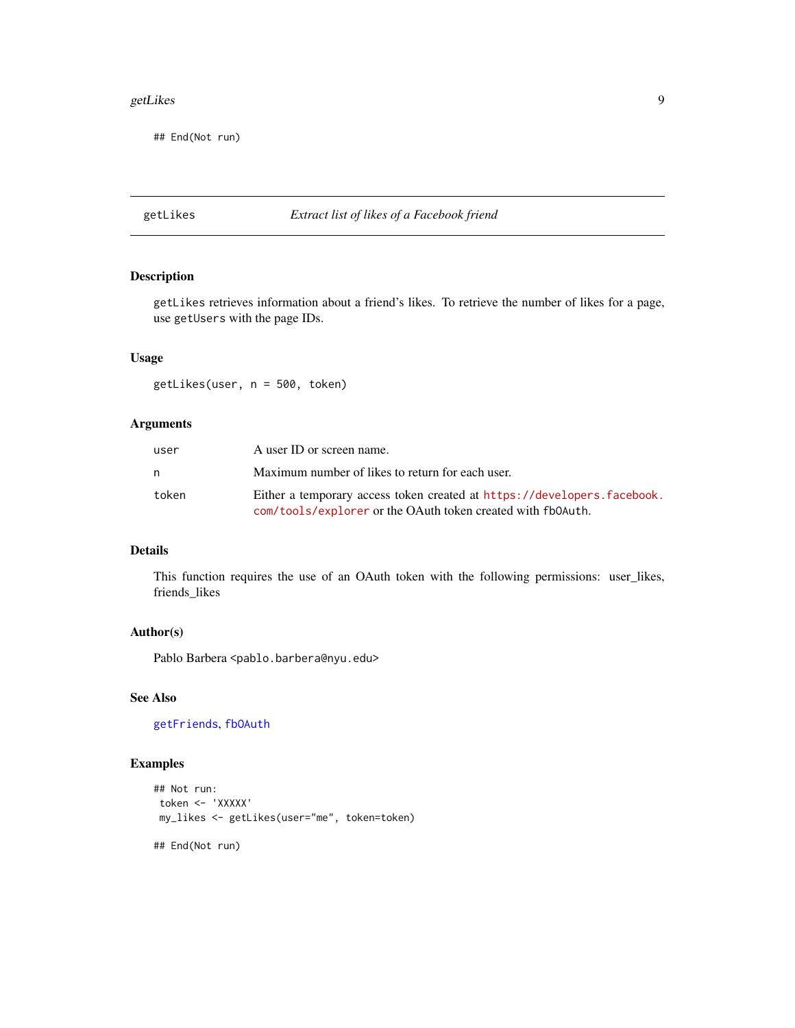```
## End(Not run)
```

---

getLikes — *Extract list of likes of a Facebook friend*

---

### Description

getLikes retrieves information about a friend's likes. To retrieve the number of likes for a page, use getUsers with the page IDs.

### Usage

```
getLikes(user, n = 500, token)
```

### Arguments

| | |
|---|---|
| user | A user ID or screen name. |
| n | Maximum number of likes to return for each user. |
| token | Either a temporary access token created at https://developers.facebook.com/tools/explorer or the OAuth token created with fbOAuth. |

### Details

This function requires the use of an OAuth token with the following permissions: user_likes, friends_likes

### Author(s)

Pablo Barbera <pablo.barbera@nyu.edu>

### See Also

getFriends, fbOAuth

### Examples

```
## Not run:
 token <- 'XXXXX'
 my_likes <- getLikes(user="me", token=token)

## End(Not run)
```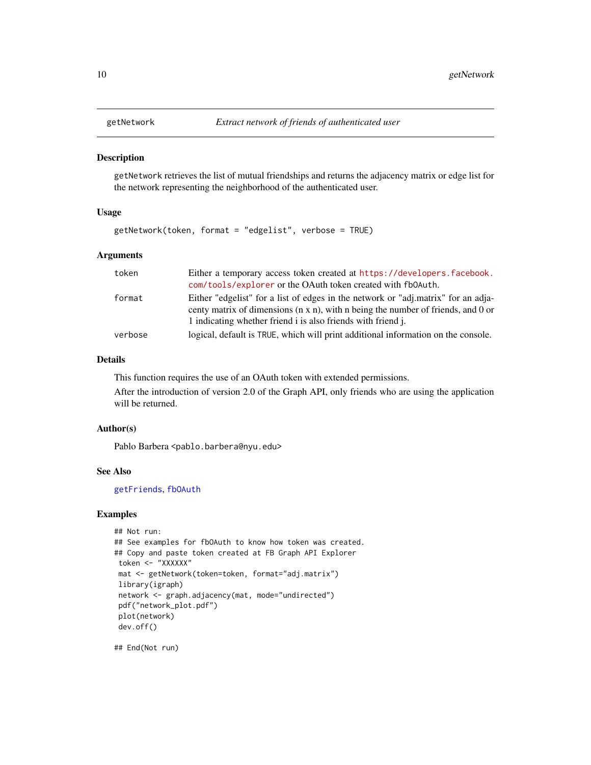# getNetwork — *Extract network of friends of authenticated user*

## Description

getNetwork retrieves the list of mutual friendships and returns the adjacency matrix or edge list for the network representing the neighborhood of the authenticated user.

## Usage

```
getNetwork(token, format = "edgelist", verbose = TRUE)
```

## Arguments

| | |
|---|---|
| token | Either a temporary access token created at https://developers.facebook.com/tools/explorer or the OAuth token created with fbOAuth. |
| format | Either "edgelist" for a list of edges in the network or "adj.matrix" for an adjacenty matrix of dimensions (n x n), with n being the number of friends, and 0 or 1 indicating whether friend i is also friends with friend j. |
| verbose | logical, default is TRUE, which will print additional information on the console. |

## Details

This function requires the use of an OAuth token with extended permissions.

After the introduction of version 2.0 of the Graph API, only friends who are using the application will be returned.

## Author(s)

Pablo Barbera <pablo.barbera@nyu.edu>

## See Also

getFriends, fbOAuth

## Examples

```
## Not run:
## See examples for fbOAuth to know how token was created.
## Copy and paste token created at FB Graph API Explorer
 token <- "XXXXXX"
 mat <- getNetwork(token=token, format="adj.matrix")
 library(igraph)
 network <- graph.adjacency(mat, mode="undirected")
 pdf("network_plot.pdf")
 plot(network)
 dev.off()

## End(Not run)
```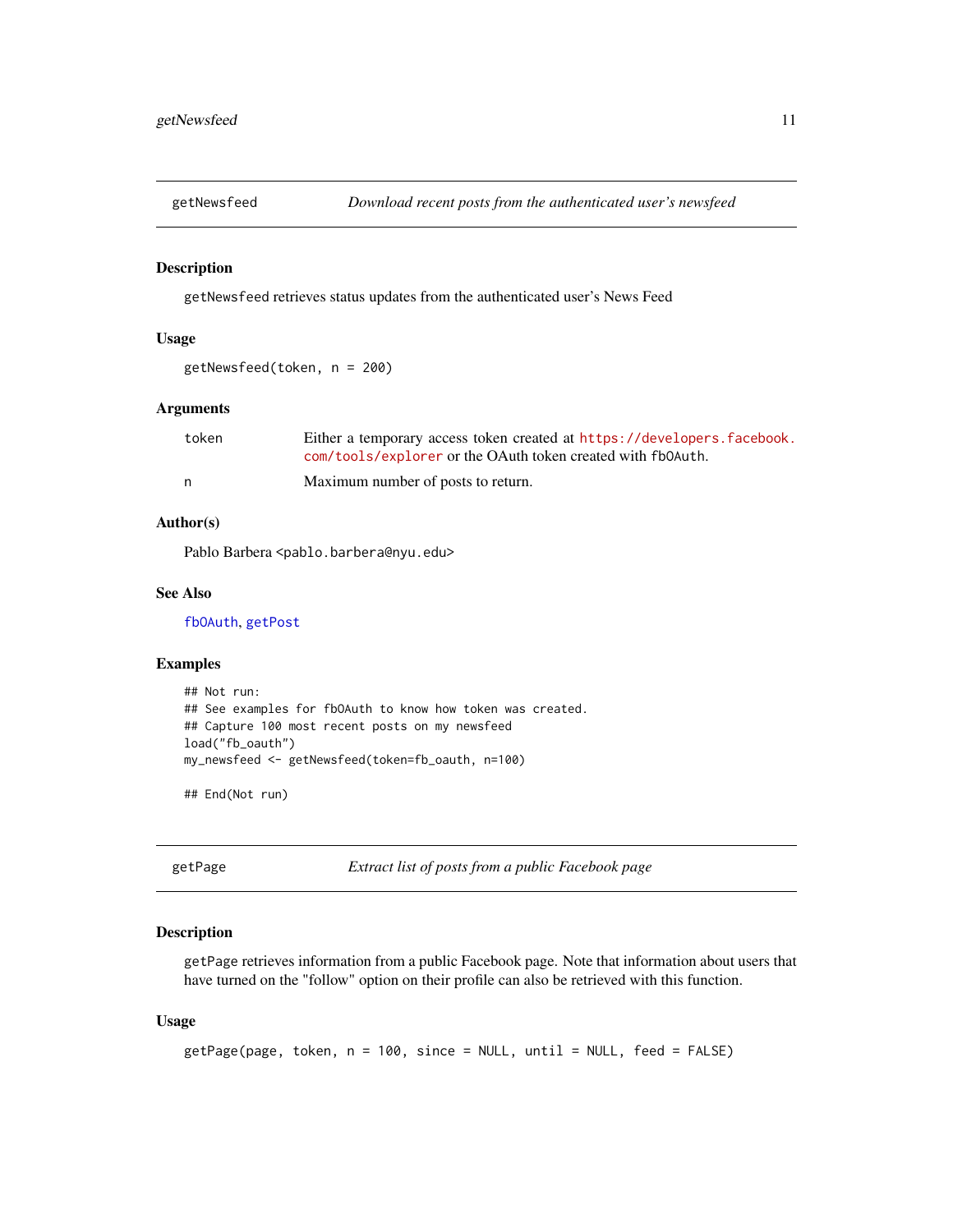## getNewsfeed — *Download recent posts from the authenticated user's newsfeed*

### Description

getNewsfeed retrieves status updates from the authenticated user's News Feed

### Usage

```
getNewsfeed(token, n = 200)
```

### Arguments

| | |
|---|---|
| token | Either a temporary access token created at https://developers.facebook.com/tools/explorer or the OAuth token created with fbOAuth. |
| n | Maximum number of posts to return. |

### Author(s)

Pablo Barbera <pablo.barbera@nyu.edu>

### See Also

fbOAuth, getPost

### Examples

```
## Not run:
## See examples for fbOAuth to know how token was created.
## Capture 100 most recent posts on my newsfeed
load("fb_oauth")
my_newsfeed <- getNewsfeed(token=fb_oauth, n=100)

## End(Not run)
```

## getPage — *Extract list of posts from a public Facebook page*

### Description

getPage retrieves information from a public Facebook page. Note that information about users that have turned on the "follow" option on their profile can also be retrieved with this function.

### Usage

```
getPage(page, token, n = 100, since = NULL, until = NULL, feed = FALSE)
```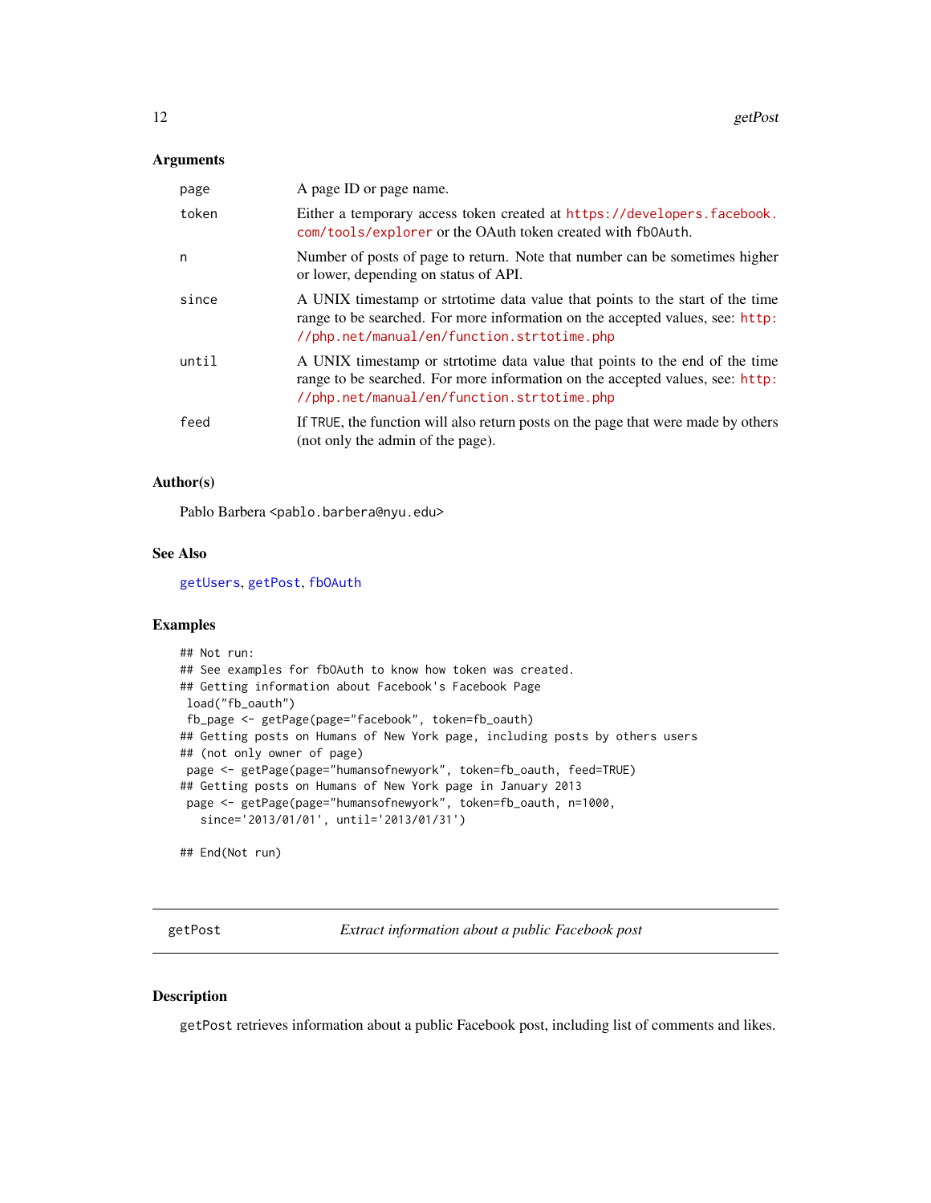### Arguments

| | |
|---|---|
| page | A page ID or page name. |
| token | Either a temporary access token created at https://developers.facebook.com/tools/explorer or the OAuth token created with fbOAuth. |
| n | Number of posts of page to return. Note that number can be sometimes higher or lower, depending on status of API. |
| since | A UNIX timestamp or strtotime data value that points to the start of the time range to be searched. For more information on the accepted values, see: http://php.net/manual/en/function.strtotime.php |
| until | A UNIX timestamp or strtotime data value that points to the end of the time range to be searched. For more information on the accepted values, see: http://php.net/manual/en/function.strtotime.php |
| feed | If TRUE, the function will also return posts on the page that were made by others (not only the admin of the page). |

### Author(s)

Pablo Barbera <pablo.barbera@nyu.edu>

### See Also

getUsers, getPost, fbOAuth

### Examples

```
## Not run:
## See examples for fbOAuth to know how token was created.
## Getting information about Facebook's Facebook Page
 load("fb_oauth")
 fb_page <- getPage(page="facebook", token=fb_oauth)
## Getting posts on Humans of New York page, including posts by others users
## (not only owner of page)
 page <- getPage(page="humansofnewyork", token=fb_oauth, feed=TRUE)
## Getting posts on Humans of New York page in January 2013
 page <- getPage(page="humansofnewyork", token=fb_oauth, n=1000,
   since='2013/01/01', until='2013/01/31')

## End(Not run)
```

---

## getPost *Extract information about a public Facebook post*

---

### Description

getPost retrieves information about a public Facebook post, including list of comments and likes.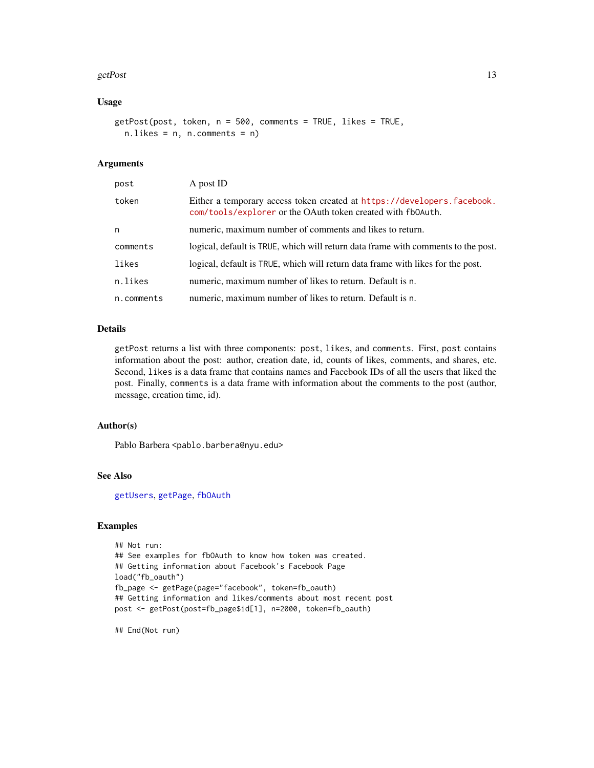### Usage

```
getPost(post, token, n = 500, comments = TRUE, likes = TRUE,
  n.likes = n, n.comments = n)
```

### Arguments

| | |
|---|---|
| post | A post ID |
| token | Either a temporary access token created at https://developers.facebook.com/tools/explorer or the OAuth token created with fbOAuth. |
| n | numeric, maximum number of comments and likes to return. |
| comments | logical, default is TRUE, which will return data frame with comments to the post. |
| likes | logical, default is TRUE, which will return data frame with likes for the post. |
| n.likes | numeric, maximum number of likes to return. Default is n. |
| n.comments | numeric, maximum number of likes to return. Default is n. |

### Details

getPost returns a list with three components: post, likes, and comments. First, post contains information about the post: author, creation date, id, counts of likes, comments, and shares, etc. Second, likes is a data frame that contains names and Facebook IDs of all the users that liked the post. Finally, comments is a data frame with information about the comments to the post (author, message, creation time, id).

### Author(s)

Pablo Barbera <pablo.barbera@nyu.edu>

### See Also

getUsers, getPage, fbOAuth

### Examples

```
## Not run:
## See examples for fbOAuth to know how token was created.
## Getting information about Facebook's Facebook Page
load("fb_oauth")
fb_page <- getPage(page="facebook", token=fb_oauth)
## Getting information and likes/comments about most recent post
post <- getPost(post=fb_page$id[1], n=2000, token=fb_oauth)

## End(Not run)
```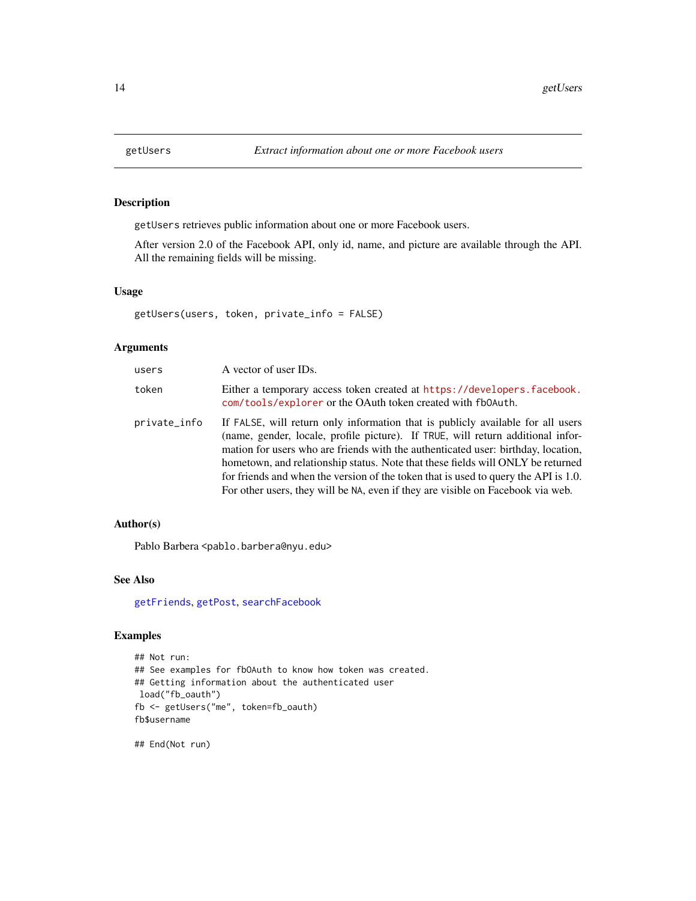## getUsers — *Extract information about one or more Facebook users*

### Description

`getUsers` retrieves public information about one or more Facebook users.

After version 2.0 of the Facebook API, only id, name, and picture are available through the API. All the remaining fields will be missing.

### Usage

```
getUsers(users, token, private_info = FALSE)
```

### Arguments

| | |
|---|---|
| `users` | A vector of user IDs. |
| `token` | Either a temporary access token created at https://developers.facebook.com/tools/explorer or the OAuth token created with `fbOAuth`. |
| `private_info` | If `FALSE`, will return only information that is publicly available for all users (name, gender, locale, profile picture). If `TRUE`, will return additional information for users who are friends with the authenticated user: birthday, location, hometown, and relationship status. Note that these fields will ONLY be returned for friends and when the version of the token that is used to query the API is 1.0. For other users, they will be `NA`, even if they are visible on Facebook via web. |

### Author(s)

Pablo Barbera <pablo.barbera@nyu.edu>

### See Also

getFriends, getPost, searchFacebook

### Examples

```
## Not run:
## See examples for fbOAuth to know how token was created.
## Getting information about the authenticated user
 load("fb_oauth")
fb <- getUsers("me", token=fb_oauth)
fb$username

## End(Not run)
```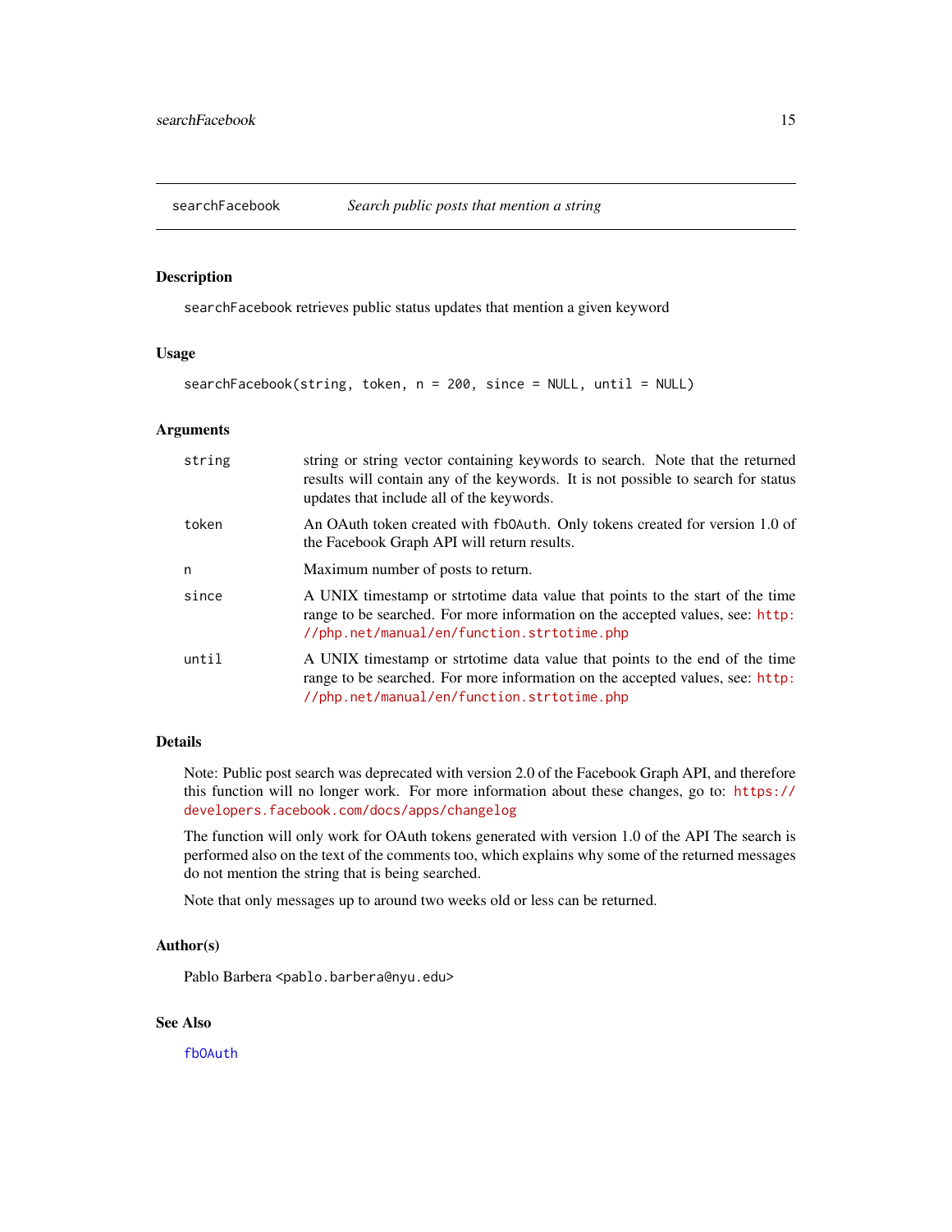## searchFacebook — *Search public posts that mention a string*

### Description

searchFacebook retrieves public status updates that mention a given keyword

### Usage

```
searchFacebook(string, token, n = 200, since = NULL, until = NULL)
```

### Arguments

| | |
|---|---|
| string | string or string vector containing keywords to search. Note that the returned results will contain any of the keywords. It is not possible to search for status updates that include all of the keywords. |
| token | An OAuth token created with fbOAuth. Only tokens created for version 1.0 of the Facebook Graph API will return results. |
| n | Maximum number of posts to return. |
| since | A UNIX timestamp or strtotime data value that points to the start of the time range to be searched. For more information on the accepted values, see: http://php.net/manual/en/function.strtotime.php |
| until | A UNIX timestamp or strtotime data value that points to the end of the time range to be searched. For more information on the accepted values, see: http://php.net/manual/en/function.strtotime.php |

### Details

Note: Public post search was deprecated with version 2.0 of the Facebook Graph API, and therefore this function will no longer work. For more information about these changes, go to: https://developers.facebook.com/docs/apps/changelog

The function will only work for OAuth tokens generated with version 1.0 of the API The search is performed also on the text of the comments too, which explains why some of the returned messages do not mention the string that is being searched.

Note that only messages up to around two weeks old or less can be returned.

### Author(s)

Pablo Barbera <pablo.barbera@nyu.edu>

### See Also

fbOAuth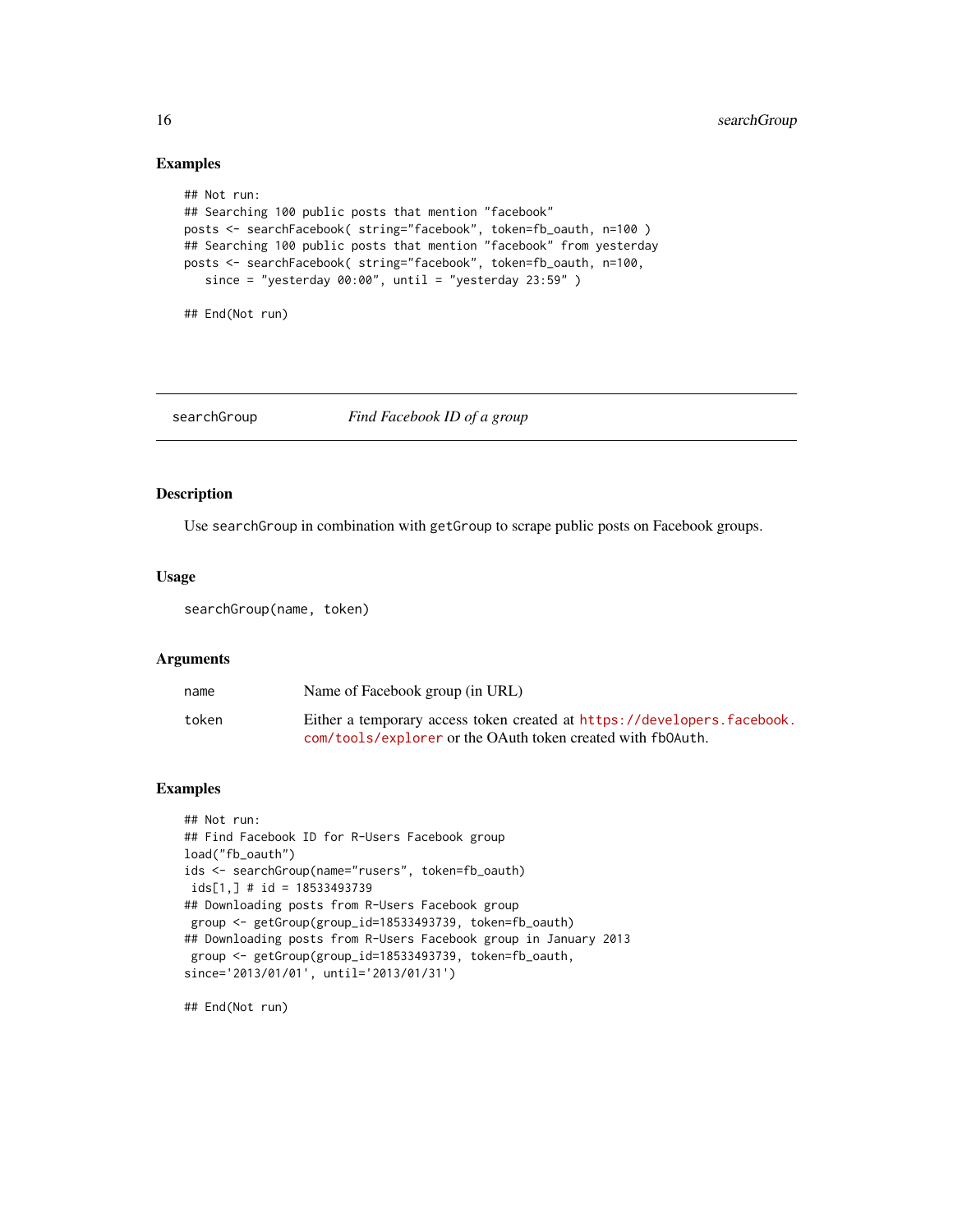## Examples

```
## Not run:
## Searching 100 public posts that mention "facebook"
posts <- searchFacebook( string="facebook", token=fb_oauth, n=100 )
## Searching 100 public posts that mention "facebook" from yesterday
posts <- searchFacebook( string="facebook", token=fb_oauth, n=100,
   since = "yesterday 00:00", until = "yesterday 23:59" )

## End(Not run)
```

---

# searchGroup — *Find Facebook ID of a group*

---

## Description

Use `searchGroup` in combination with `getGroup` to scrape public posts on Facebook groups.

## Usage

```
searchGroup(name, token)
```

## Arguments

| | |
|---|---|
| `name` | Name of Facebook group (in URL) |
| `token` | Either a temporary access token created at https://developers.facebook.com/tools/explorer or the OAuth token created with `fbOAuth`. |

## Examples

```
## Not run:
## Find Facebook ID for R-Users Facebook group
load("fb_oauth")
ids <- searchGroup(name="rusers", token=fb_oauth)
 ids[1,] # id = 18533493739
## Downloading posts from R-Users Facebook group
 group <- getGroup(group_id=18533493739, token=fb_oauth)
## Downloading posts from R-Users Facebook group in January 2013
 group <- getGroup(group_id=18533493739, token=fb_oauth,
since='2013/01/01', until='2013/01/31')

## End(Not run)
```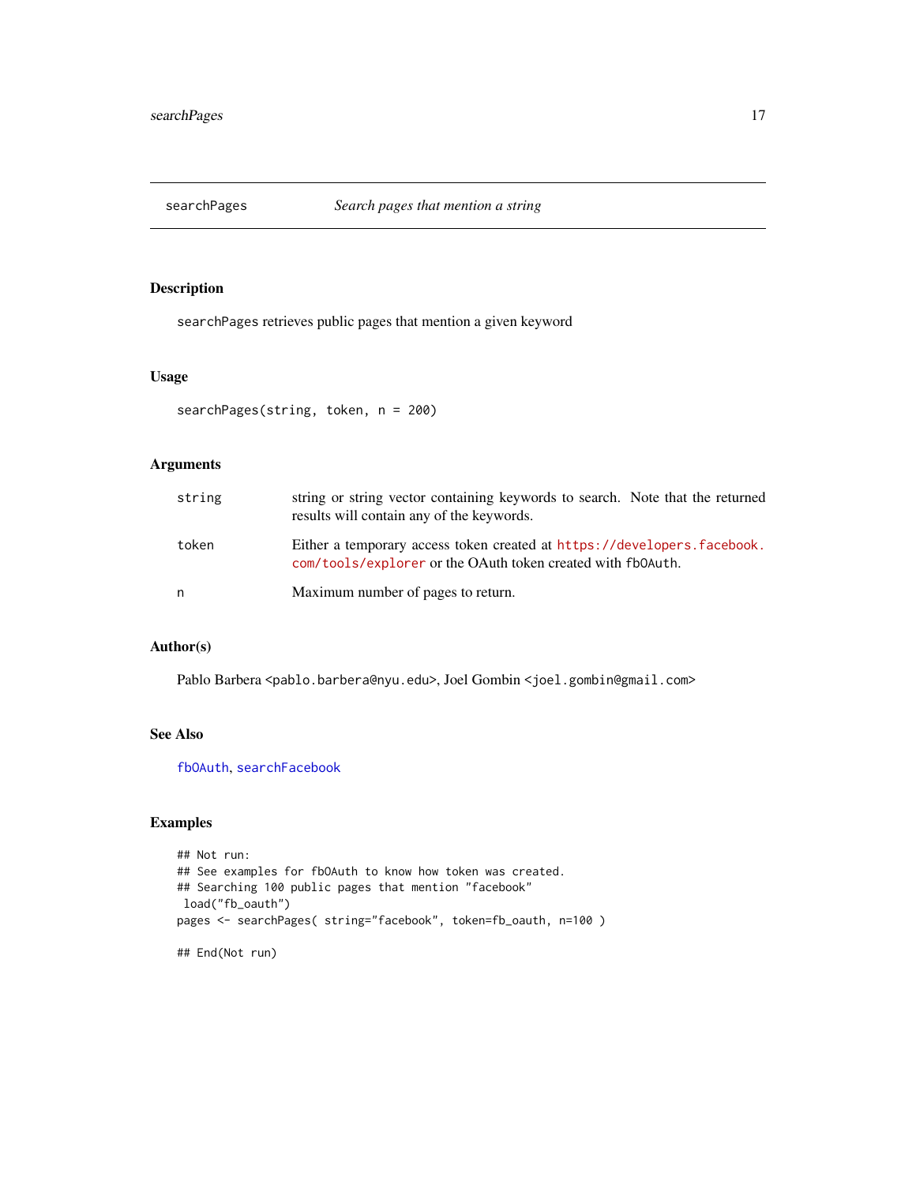## searchPages — *Search pages that mention a string*

### Description

searchPages retrieves public pages that mention a given keyword

### Usage

```
searchPages(string, token, n = 200)
```

### Arguments

| | |
|---|---|
| string | string or string vector containing keywords to search. Note that the returned results will contain any of the keywords. |
| token | Either a temporary access token created at https://developers.facebook.com/tools/explorer or the OAuth token created with fbOAuth. |
| n | Maximum number of pages to return. |

### Author(s)

Pablo Barbera <pablo.barbera@nyu.edu>, Joel Gombin <joel.gombin@gmail.com>

### See Also

fbOAuth, searchFacebook

### Examples

```
## Not run:
## See examples for fbOAuth to know how token was created.
## Searching 100 public pages that mention "facebook"
 load("fb_oauth")
pages <- searchPages( string="facebook", token=fb_oauth, n=100 )

## End(Not run)
```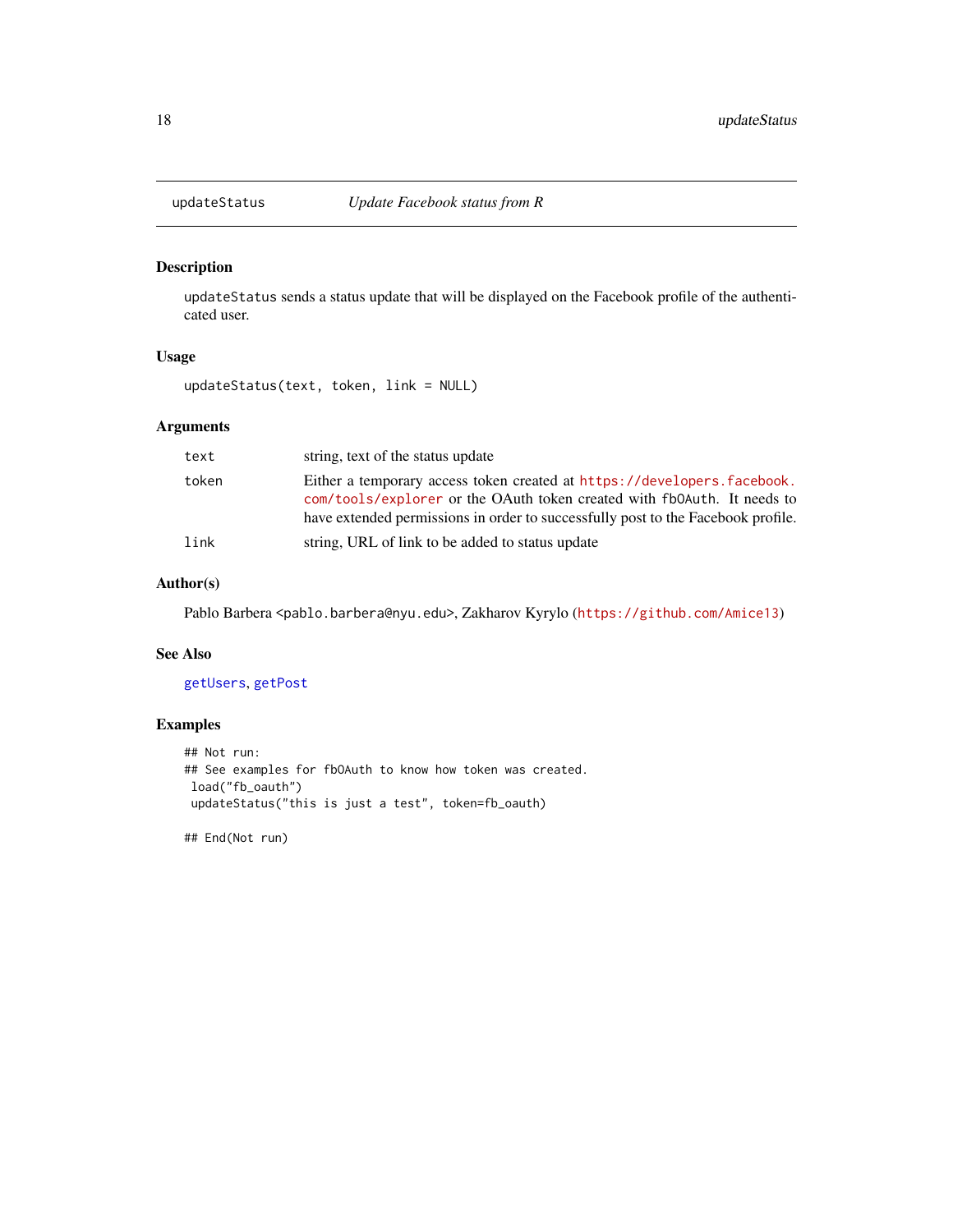# updateStatus — *Update Facebook status from R*

## Description

`updateStatus` sends a status update that will be displayed on the Facebook profile of the authenticated user.

## Usage

```
updateStatus(text, token, link = NULL)
```

## Arguments

| | |
|---|---|
| `text` | string, text of the status update |
| `token` | Either a temporary access token created at https://developers.facebook.com/tools/explorer or the OAuth token created with `fbOAuth`. It needs to have extended permissions in order to successfully post to the Facebook profile. |
| `link` | string, URL of link to be added to status update |

## Author(s)

Pablo Barbera <pablo.barbera@nyu.edu>, Zakharov Kyrylo (https://github.com/Amice13)

## See Also

`getUsers`, `getPost`

## Examples

```
## Not run:
## See examples for fbOAuth to know how token was created.
 load("fb_oauth")
 updateStatus("this is just a test", token=fb_oauth)

## End(Not run)
```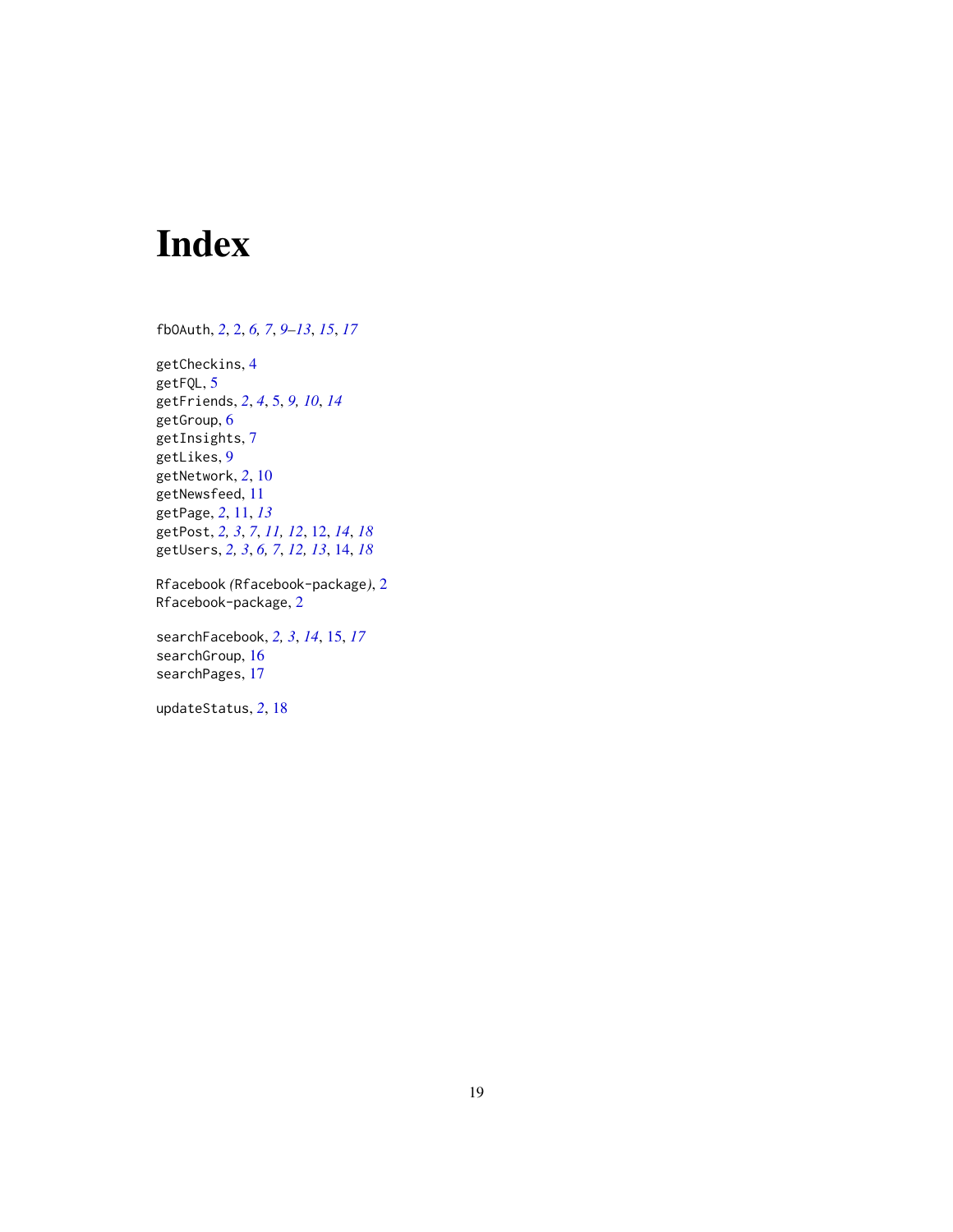# Index

fbOAuth, *2*, 2, *6, 7*, *9–13*, *15*, *17*

getCheckins, 4
getFQL, 5
getFriends, *2*, *4*, 5, *9, 10*, *14*
getGroup, 6
getInsights, 7
getLikes, 9
getNetwork, *2*, 10
getNewsfeed, 11
getPage, *2*, 11, *13*
getPost, *2, 3*, *7*, *11, 12*, 12, *14*, *18*
getUsers, *2, 3*, *6, 7*, *12, 13*, 14, *18*

Rfacebook *(*Rfacebook-package*)*, 2
Rfacebook-package, 2

searchFacebook, *2, 3*, *14*, 15, *17*
searchGroup, 16
searchPages, 17

updateStatus, *2*, 18